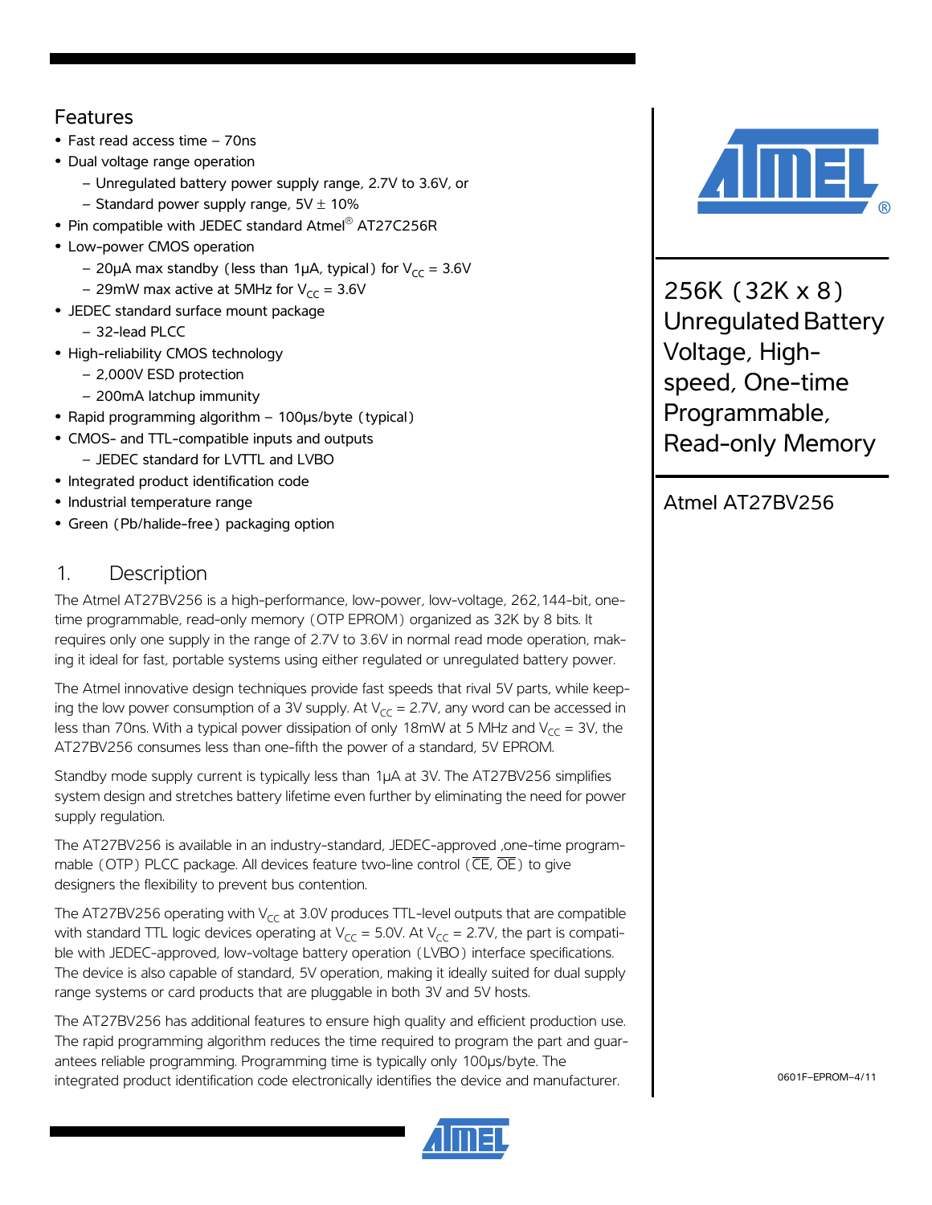## Features

- Fast read access time – 70ns
- Dual voltage range operation
  - Unregulated battery power supply range, 2.7V to 3.6V, or
  - Standard power supply range, 5V ± 10%
- Pin compatible with JEDEC standard Atmel® AT27C256R
- Low-power CMOS operation
  - 20µA max standby (less than 1µA, typical) for $V_{CC}$ = 3.6V
  - 29mW max active at 5MHz for $V_{CC}$ = 3.6V
- JEDEC standard surface mount package
  - 32-lead PLCC
- High-reliability CMOS technology
  - 2,000V ESD protection
  - 200mA latchup immunity
- Rapid programming algorithm – 100µs/byte (typical)
- CMOS- and TTL-compatible inputs and outputs
  - JEDEC standard for LVTTL and LVBO
- Integrated product identification code
- Industrial temperature range
- Green (Pb/halide-free) packaging option

# 256K (32K x 8) Unregulated Battery Voltage, High-speed, One-time Programmable, Read-only Memory

## Atmel AT27BV256

## 1. Description

The Atmel AT27BV256 is a high-performance, low-power, low-voltage, 262,144-bit, one-time programmable, read-only memory (OTP EPROM) organized as 32K by 8 bits. It requires only one supply in the range of 2.7V to 3.6V in normal read mode operation, making it ideal for fast, portable systems using either regulated or unregulated battery power.

The Atmel innovative design techniques provide fast speeds that rival 5V parts, while keeping the low power consumption of a 3V supply. At $V_{CC}$ = 2.7V, any word can be accessed in less than 70ns. With a typical power dissipation of only 18mW at 5 MHz and $V_{CC}$ = 3V, the AT27BV256 consumes less than one-fifth the power of a standard, 5V EPROM.

Standby mode supply current is typically less than 1µA at 3V. The AT27BV256 simplifies system design and stretches battery lifetime even further by eliminating the need for power supply regulation.

The AT27BV256 is available in an industry-standard, JEDEC-approved ,one-time programmable (OTP) PLCC package. All devices feature two-line control ($\overline{CE}$, $\overline{OE}$) to give designers the flexibility to prevent bus contention.

The AT27BV256 operating with $V_{CC}$ at 3.0V produces TTL-level outputs that are compatible with standard TTL logic devices operating at $V_{CC}$ = 5.0V. At $V_{CC}$ = 2.7V, the part is compatible with JEDEC-approved, low-voltage battery operation (LVBO) interface specifications. The device is also capable of standard, 5V operation, making it ideally suited for dual supply range systems or card products that are pluggable in both 3V and 5V hosts.

The AT27BV256 has additional features to ensure high quality and efficient production use. The rapid programming algorithm reduces the time required to program the part and guarantees reliable programming. Programming time is typically only 100µs/byte. The integrated product identification code electronically identifies the device and manufacturer.

0601F–EPROM–4/11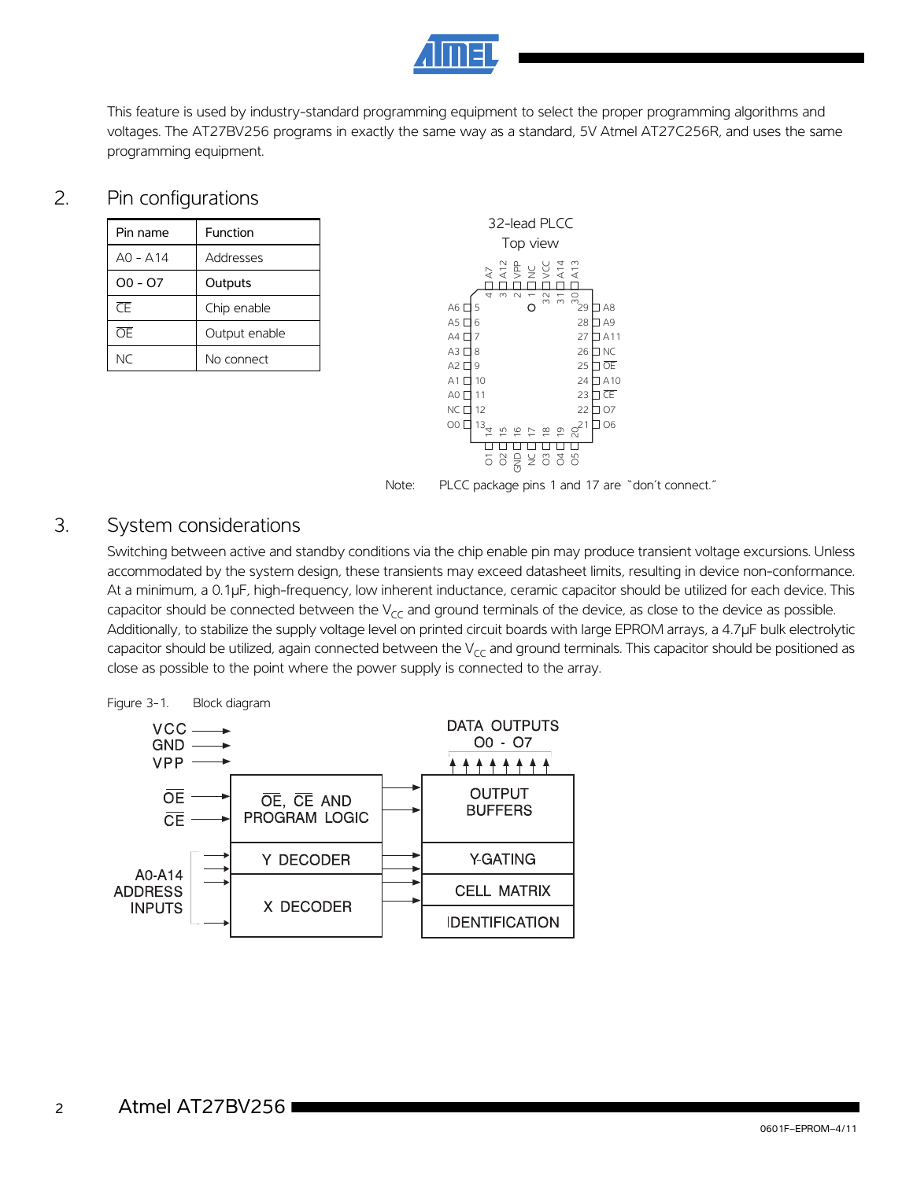This feature is used by industry-standard programming equipment to select the proper programming algorithms and voltages. The AT27BV256 programs in exactly the same way as a standard, 5V Atmel AT27C256R, and uses the same programming equipment.

## 2. Pin configurations

| Pin name | Function |
|---|---|
| A0 - A14 | Addresses |
| O0 - O7 | Outputs |
| $\overline{CE}$ | Chip enable |
| $\overline{OE}$ | Output enable |
| NC | No connect |

32-lead PLCC
Top view

Note: PLCC package pins 1 and 17 are "don't connect."

## 3. System considerations

Switching between active and standby conditions via the chip enable pin may produce transient voltage excursions. Unless accommodated by the system design, these transients may exceed datasheet limits, resulting in device non-conformance. At a minimum, a 0.1µF, high-frequency, low inherent inductance, ceramic capacitor should be utilized for each device. This capacitor should be connected between the $V_{CC}$ and ground terminals of the device, as close to the device as possible. Additionally, to stabilize the supply voltage level on printed circuit boards with large EPROM arrays, a 4.7µF bulk electrolytic capacitor should be utilized, again connected between the $V_{CC}$ and ground terminals. This capacitor should be positioned as close as possible to the point where the power supply is connected to the array.

Figure 3-1. Block diagram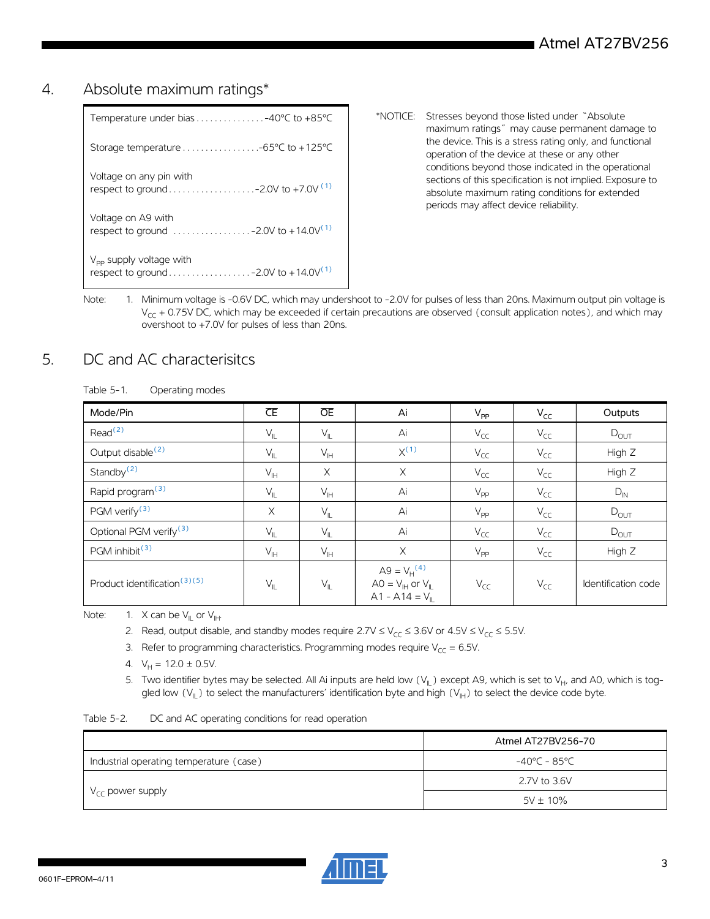## 4. Absolute maximum ratings*

| | |
|---|---|
| Temperature under bias | -40°C to +85°C |
| Storage temperature | -65°C to +125°C |
| Voltage on any pin with respect to ground | -2.0V to +7.0V [1] |
| Voltage on A9 with respect to ground | -2.0V to +14.0V[1] |
| $V_{PP}$ supply voltage with respect to ground | -2.0V to +14.0V[1] |

*NOTICE: Stresses beyond those listed under "Absolute maximum ratings" may cause permanent damage to the device. This is a stress rating only, and functional operation of the device at these or any other conditions beyond those indicated in the operational sections of this specification is not implied. Exposure to absolute maximum rating conditions for extended periods may affect device reliability.

Note: 1. Minimum voltage is -0.6V DC, which may undershoot to -2.0V for pulses of less than 20ns. Maximum output pin voltage is $V_{CC}$ + 0.75V DC, which may be exceeded if certain precautions are observed (consult application notes), and which may overshoot to +7.0V for pulses of less than 20ns.

## 5. DC and AC characterisitcs

Table 5-1. Operating modes

| Mode/Pin | $\overline{CE}$ | $\overline{OE}$ | Ai | $V_{PP}$ | $V_{CC}$ | Outputs |
|---|---|---|---|---|---|---|
| Read[2] | $V_{IL}$ | $V_{IL}$ | Ai | $V_{CC}$ | $V_{CC}$ | $D_{OUT}$ |
| Output disable[2] | $V_{IL}$ | $V_{IH}$ | X[1] | $V_{CC}$ | $V_{CC}$ | High Z |
| Standby[2] | $V_{IH}$ | X | X | $V_{CC}$ | $V_{CC}$ | High Z |
| Rapid program[3] | $V_{IL}$ | $V_{IH}$ | Ai | $V_{PP}$ | $V_{CC}$ | $D_{IN}$ |
| PGM verify[3] | X | $V_{IL}$ | Ai | $V_{PP}$ | $V_{CC}$ | $D_{OUT}$ |
| Optional PGM verify[3] | $V_{IL}$ | $V_{IL}$ | Ai | $V_{CC}$ | $V_{CC}$ | $D_{OUT}$ |
| PGM inhibit[3] | $V_{IH}$ | $V_{IH}$ | X | $V_{PP}$ | $V_{CC}$ | High Z |
| Product identification[3][5] | $V_{IL}$ | $V_{IL}$ | A9 = $V_H$[4]<br>A0 = $V_{IH}$ or $V_{IL}$<br>A1 - A14 = $V_{IL}$ | $V_{CC}$ | $V_{CC}$ | Identification code |

Note:
1. X can be $V_{IL}$ or $V_{IH}$.
2. Read, output disable, and standby modes require 2.7V ≤ $V_{CC}$ ≤ 3.6V or 4.5V ≤ $V_{CC}$ ≤ 5.5V.
3. Refer to programming characteristics. Programming modes require $V_{CC}$ = 6.5V.
4. $V_H$ = 12.0 ± 0.5V.
5. Two identifier bytes may be selected. All Ai inputs are held low ($V_{IL}$) except A9, which is set to $V_H$, and A0, which is toggled low ($V_{IL}$) to select the manufacturers' identification byte and high ($V_{IH}$) to select the device code byte.

Table 5-2. DC and AC operating conditions for read operation

| | Atmel AT27BV256-70 |
|---|---|
| Industrial operating temperature (case) | -40°C - 85°C |
| $V_{CC}$ power supply | 2.7V to 3.6V |
| | 5V ± 10% |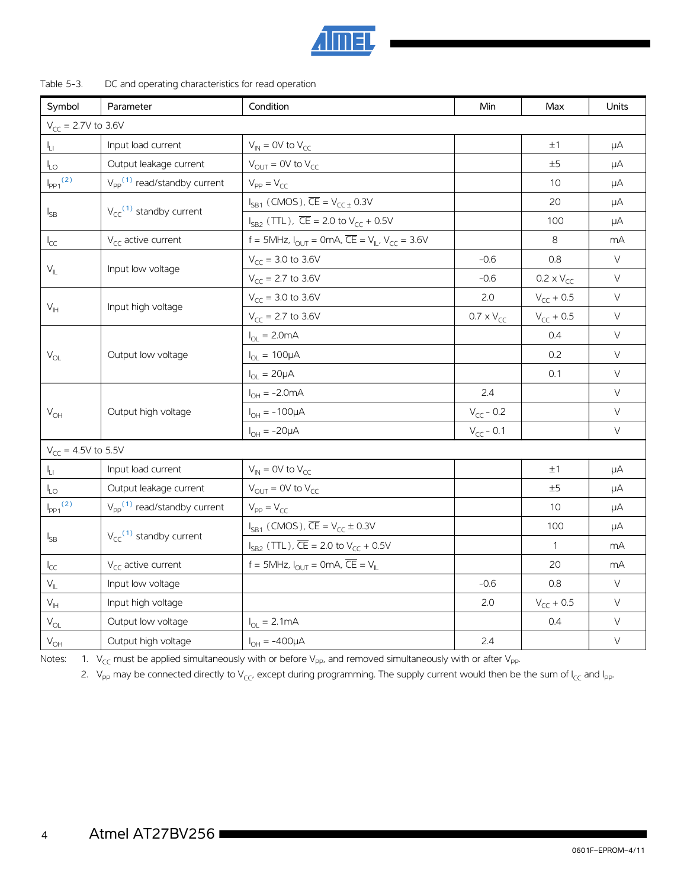Table 5-3. DC and operating characteristics for read operation

| Symbol | Parameter | Condition | Min | Max | Units |
|---|---|---|---|---|---|
| $V_{CC}$ = 2.7V to 3.6V | | | | | |
| $I_{LI}$ | Input load current | $V_{IN}$ = 0V to $V_{CC}$ | | ±1 | µA |
| $I_{LO}$ | Output leakage current | $V_{OUT}$ = 0V to $V_{CC}$ | | ±5 | µA |
| $I_{PP1}$ (2) | $V_{PP}$ (1) read/standby current | $V_{PP}$ = $V_{CC}$ | | 10 | µA |
| $I_{SB}$ | $V_{CC}$ (1) standby current | $I_{SB1}$ (CMOS), $\overline{CE}$ = $V_{CC}$ ± 0.3V | | 20 | µA |
| | | $I_{SB2}$ (TTL), $\overline{CE}$ = 2.0 to $V_{CC}$ + 0.5V | | 100 | µA |
| $I_{CC}$ | $V_{CC}$ active current | f = 5MHz, $I_{OUT}$ = 0mA, $\overline{CE}$ = $V_{IL}$, $V_{CC}$ = 3.6V | | 8 | mA |
| $V_{IL}$ | Input low voltage | $V_{CC}$ = 3.0 to 3.6V | -0.6 | 0.8 | V |
| | | $V_{CC}$ = 2.7 to 3.6V | -0.6 | 0.2 x $V_{CC}$ | V |
| $V_{IH}$ | Input high voltage | $V_{CC}$ = 3.0 to 3.6V | 2.0 | $V_{CC}$ + 0.5 | V |
| | | $V_{CC}$ = 2.7 to 3.6V | 0.7 x $V_{CC}$ | $V_{CC}$ + 0.5 | V |
| $V_{OL}$ | Output low voltage | $I_{OL}$ = 2.0mA | | 0.4 | V |
| | | $I_{OL}$ = 100µA | | 0.2 | V |
| | | $I_{OL}$ = 20µA | | 0.1 | V |
| $V_{OH}$ | Output high voltage | $I_{OH}$ = -2.0mA | 2.4 | | V |
| | | $I_{OH}$ = -100µA | $V_{CC}$ - 0.2 | | V |
| | | $I_{OH}$ = -20µA | $V_{CC}$ - 0.1 | | V |
| $V_{CC}$ = 4.5V to 5.5V | | | | | |
| $I_{LI}$ | Input load current | $V_{IN}$ = 0V to $V_{CC}$ | | ±1 | µA |
| $I_{LO}$ | Output leakage current | $V_{OUT}$ = 0V to $V_{CC}$ | | ±5 | µA |
| $I_{PP1}$ (2) | $V_{PP}$ (1) read/standby current | $V_{PP}$ = $V_{CC}$ | | 10 | µA |
| $I_{SB}$ | $V_{CC}$ (1) standby current | $I_{SB1}$ (CMOS), $\overline{CE}$ = $V_{CC}$ ± 0.3V | | 100 | µA |
| | | $I_{SB2}$ (TTL), $\overline{CE}$ = 2.0 to $V_{CC}$ + 0.5V | | 1 | mA |
| $I_{CC}$ | $V_{CC}$ active current | f = 5MHz, $I_{OUT}$ = 0mA, $\overline{CE}$ = $V_{IL}$ | | 20 | mA |
| $V_{IL}$ | Input low voltage | | -0.6 | 0.8 | V |
| $V_{IH}$ | Input high voltage | | 2.0 | $V_{CC}$ + 0.5 | V |
| $V_{OL}$ | Output low voltage | $I_{OL}$ = 2.1mA | | 0.4 | V |
| $V_{OH}$ | Output high voltage | $I_{OH}$ = -400µA | 2.4 | | V |

Notes: 1. $V_{CC}$ must be applied simultaneously with or before $V_{PP}$, and removed simultaneously with or after $V_{PP}$.

2. $V_{PP}$ may be connected directly to $V_{CC}$, except during programming. The supply current would then be the sum of $I_{CC}$ and $I_{PP}$.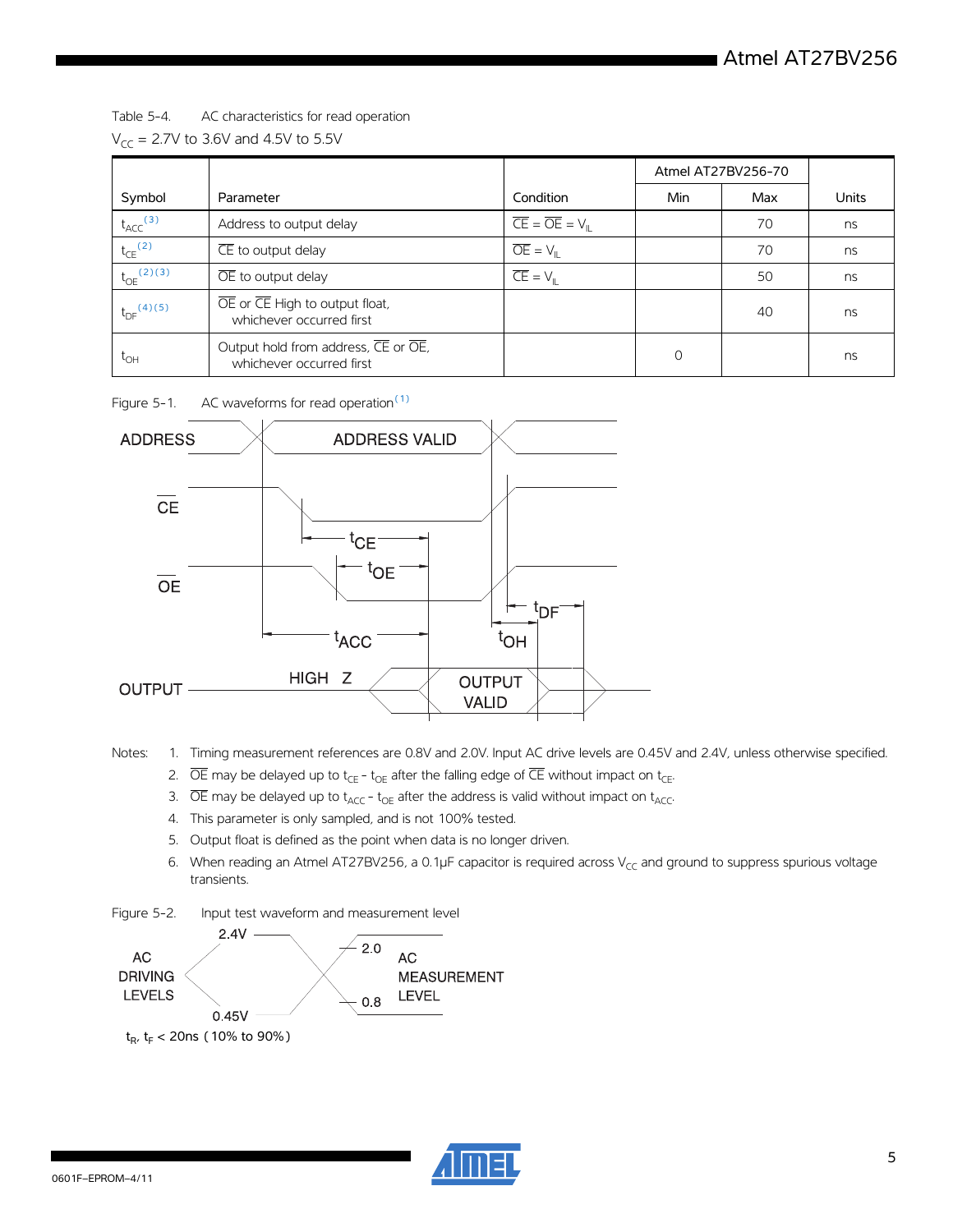Table 5-4. AC characteristics for read operation

$V_{CC}$ = 2.7V to 3.6V and 4.5V to 5.5V

| Symbol | Parameter | Condition | Atmel AT27BV256-70 | | Units |
|---|---|---|---|---|---|
| | | | Min | Max | |
| $t_{ACC}$ [3] | Address to output delay | $\overline{CE} = \overline{OE} = V_{IL}$ | | 70 | ns |
| $t_{CE}$ [2] | $\overline{CE}$ to output delay | $\overline{OE} = V_{IL}$ | | 70 | ns |
| $t_{OE}$ [2][3] | $\overline{OE}$ to output delay | $\overline{CE} = V_{IL}$ | | 50 | ns |
| $t_{DF}$ [4][5] | $\overline{OE}$ or $\overline{CE}$ High to output float, whichever occurred first | | | 40 | ns |
| $t_{OH}$ | Output hold from address, $\overline{CE}$ or $\overline{OE}$, whichever occurred first | | 0 | | ns |

Figure 5-1. AC waveforms for read operation[1]

Notes:
1. Timing measurement references are 0.8V and 2.0V. Input AC drive levels are 0.45V and 2.4V, unless otherwise specified.
2. $\overline{OE}$ may be delayed up to $t_{CE} - t_{OE}$ after the falling edge of $\overline{CE}$ without impact on $t_{CE}$.
3. $\overline{OE}$ may be delayed up to $t_{ACC} - t_{OE}$ after the address is valid without impact on $t_{ACC}$.
4. This parameter is only sampled, and is not 100% tested.
5. Output float is defined as the point when data is no longer driven.
6. When reading an Atmel AT27BV256, a 0.1µF capacitor is required across $V_{CC}$ and ground to suppress spurious voltage transients.

Figure 5-2. Input test waveform and measurement level

$t_R$, $t_F$ < 20ns (10% to 90%)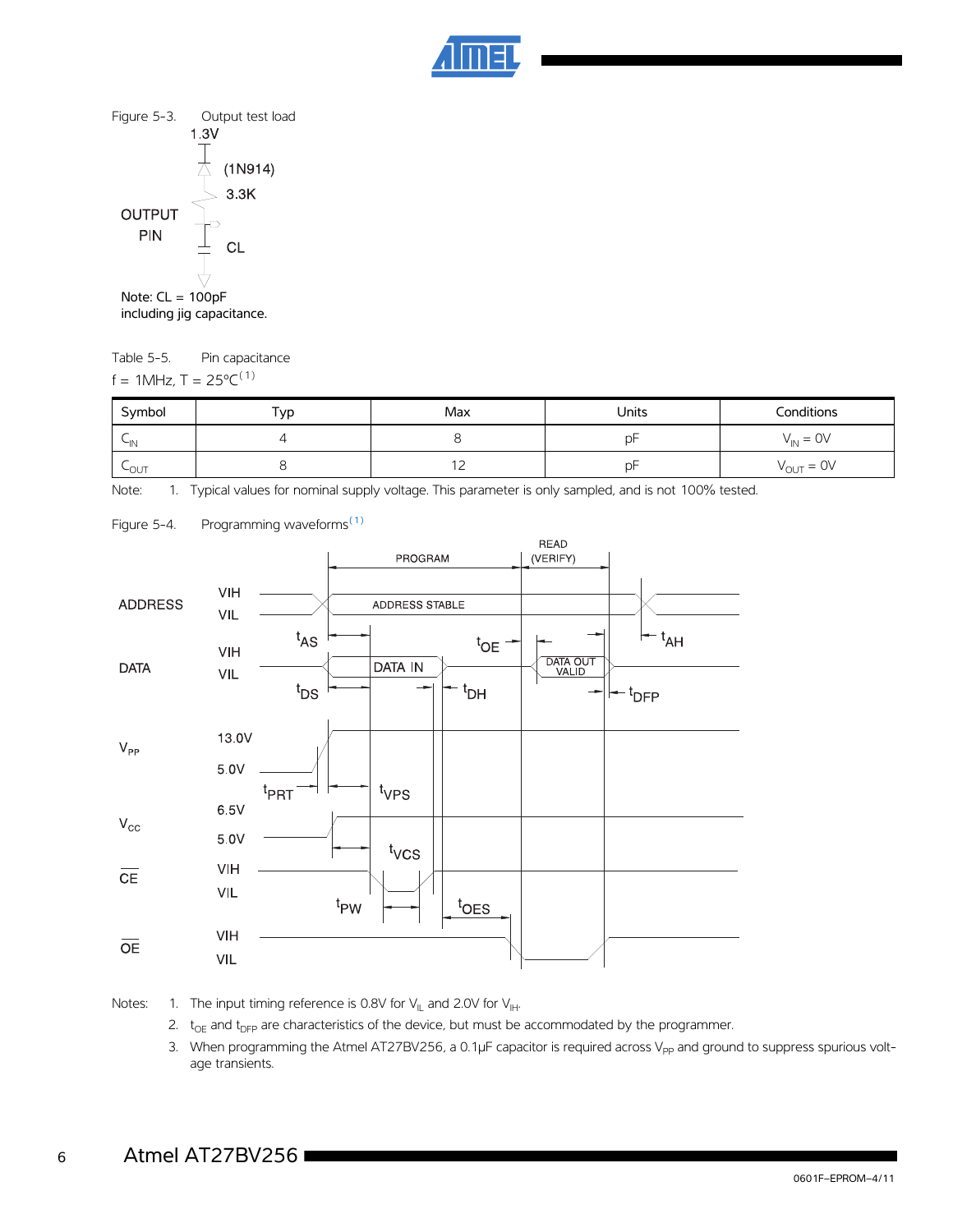Figure 5-3. Output test load

1.3V

(1N914)

3.3K

OUTPUT PIN

CL

Note: CL = 100pF including jig capacitance.

Table 5-5. Pin capacitance

f = 1MHz, T = 25°C[1]

| Symbol | Typ | Max | Units | Conditions |
|---|---|---|---|---|
| $C_{IN}$ | 4 | 8 | pF | $V_{IN}$ = 0V |
| $C_{OUT}$ | 8 | 12 | pF | $V_{OUT}$ = 0V |

Note: 1. Typical values for nominal supply voltage. This parameter is only sampled, and is not 100% tested.

Figure 5-4. Programming waveforms[1]

Notes:

1. The input timing reference is 0.8V for $V_{IL}$ and 2.0V for $V_{IH}$.
2. $t_{OE}$ and $t_{DFP}$ are characteristics of the device, but must be accommodated by the programmer.
3. When programming the Atmel AT27BV256, a 0.1µF capacitor is required across $V_{PP}$ and ground to suppress spurious voltage transients.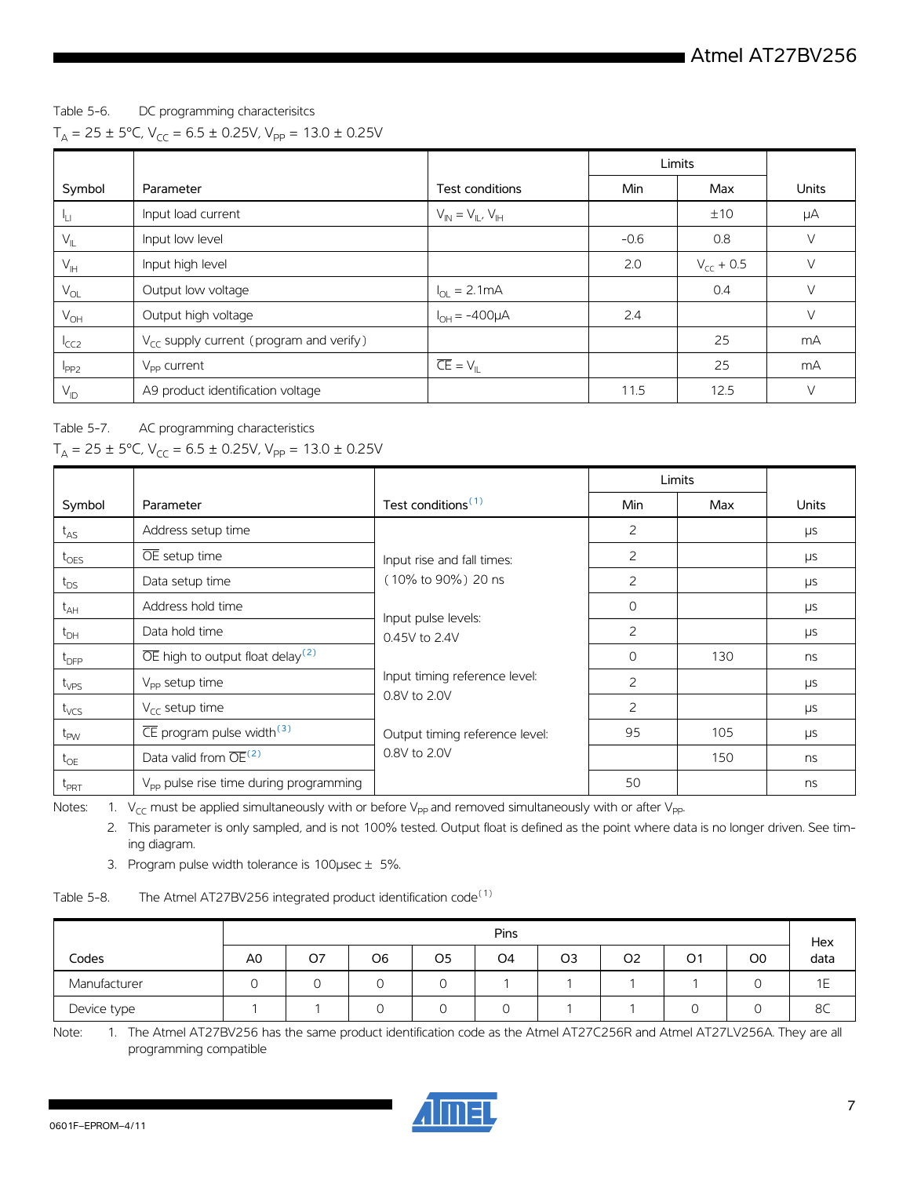Table 5-6. DC programming characterisitcs

$T_A = 25 \pm 5°C$, $V_{CC} = 6.5 \pm 0.25V$, $V_{PP} = 13.0 \pm 0.25V$

| Symbol | Parameter | Test conditions | Limits | | Units |
|---|---|---|---|---|---|
| | | | Min | Max | |
| $I_{LI}$ | Input load current | $V_{IN} = V_{IL}, V_{IH}$ | | ±10 | µA |
| $V_{IL}$ | Input low level | | -0.6 | 0.8 | V |
| $V_{IH}$ | Input high level | | 2.0 | $V_{CC}$ + 0.5 | V |
| $V_{OL}$ | Output low voltage | $I_{OL}$ = 2.1mA | | 0.4 | V |
| $V_{OH}$ | Output high voltage | $I_{OH}$ = -400µA | 2.4 | | V |
| $I_{CC2}$ | $V_{CC}$ supply current (program and verify) | | | 25 | mA |
| $I_{PP2}$ | $V_{PP}$ current | $\overline{CE} = V_{IL}$ | | 25 | mA |
| $V_{ID}$ | A9 product identification voltage | | 11.5 | 12.5 | V |

Table 5-7. AC programming characteristics

$T_A = 25 \pm 5°C$, $V_{CC} = 6.5 \pm 0.25V$, $V_{PP} = 13.0 \pm 0.25V$

| Symbol | Parameter | Test conditions[1] | Limits | | Units |
|---|---|---|---|---|---|
| | | | Min | Max | |
| $t_{AS}$ | Address setup time | Input rise and fall times: (10% to 90%) 20 ns<br>Input pulse levels: 0.45V to 2.4V<br>Input timing reference level: 0.8V to 2.0V<br>Output timing reference level: 0.8V to 2.0V | 2 | | µs |
| $t_{OES}$ | $\overline{OE}$ setup time | | 2 | | µs |
| $t_{DS}$ | Data setup time | | 2 | | µs |
| $t_{AH}$ | Address hold time | | 0 | | µs |
| $t_{DH}$ | Data hold time | | 2 | | µs |
| $t_{DFP}$ | $\overline{OE}$ high to output float delay[2] | | 0 | 130 | ns |
| $t_{VPS}$ | $V_{PP}$ setup time | | 2 | | µs |
| $t_{VCS}$ | $V_{CC}$ setup time | | 2 | | µs |
| $t_{PW}$ | $\overline{CE}$ program pulse width[3] | | 95 | 105 | µs |
| $t_{OE}$ | Data valid from $\overline{OE}$[2] | | | 150 | ns |
| $t_{PRT}$ | $V_{PP}$ pulse rise time during programming | | 50 | | ns |

Notes: 1. $V_{CC}$ must be applied simultaneously with or before $V_{PP}$ and removed simultaneously with or after $V_{PP}$.
2. This parameter is only sampled, and is not 100% tested. Output float is defined as the point where data is no longer driven. See timing diagram.
3. Program pulse width tolerance is 100µsec ± 5%.

Table 5-8. The Atmel AT27BV256 integrated product identification code[1]

| Codes | Pins | | | | | | | | | Hex data |
|---|---|---|---|---|---|---|---|---|---|---|
| | A0 | O7 | O6 | O5 | O4 | O3 | O2 | O1 | O0 | |
| Manufacturer | 0 | 0 | 0 | 0 | 1 | 1 | 1 | 1 | 0 | 1E |
| Device type | 1 | 1 | 0 | 0 | 0 | 1 | 1 | 0 | 0 | 8C |

Note: 1. The Atmel AT27BV256 has the same product identification code as the Atmel AT27C256R and Atmel AT27LV256A. They are all programming compatible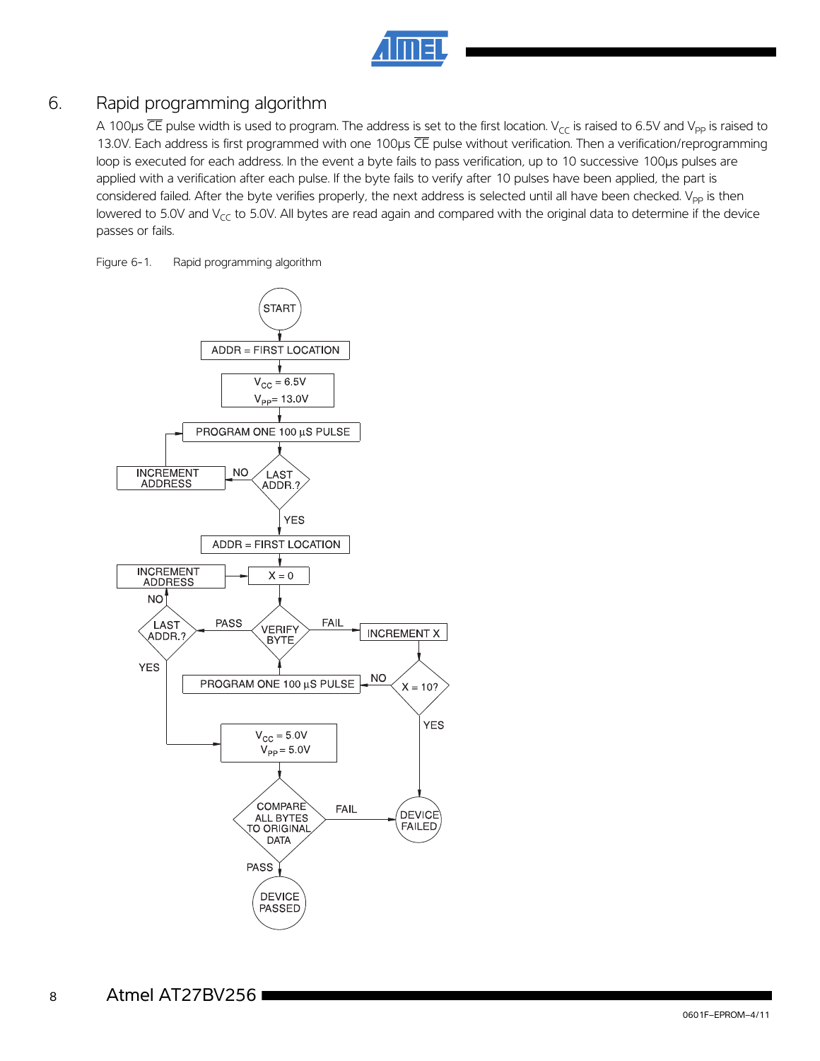## 6. Rapid programming algorithm

A 100µs $\overline{CE}$ pulse width is used to program. The address is set to the first location. $V_{CC}$ is raised to 6.5V and $V_{PP}$ is raised to 13.0V. Each address is first programmed with one 100µs $\overline{CE}$ pulse without verification. Then a verification/reprogramming loop is executed for each address. In the event a byte fails to pass verification, up to 10 successive 100µs pulses are applied with a verification after each pulse. If the byte fails to verify after 10 pulses have been applied, the part is considered failed. After the byte verifies properly, the next address is selected until all have been checked. $V_{PP}$ is then lowered to 5.0V and $V_{CC}$ to 5.0V. All bytes are read again and compared with the original data to determine if the device passes or fails.

Figure 6-1. Rapid programming algorithm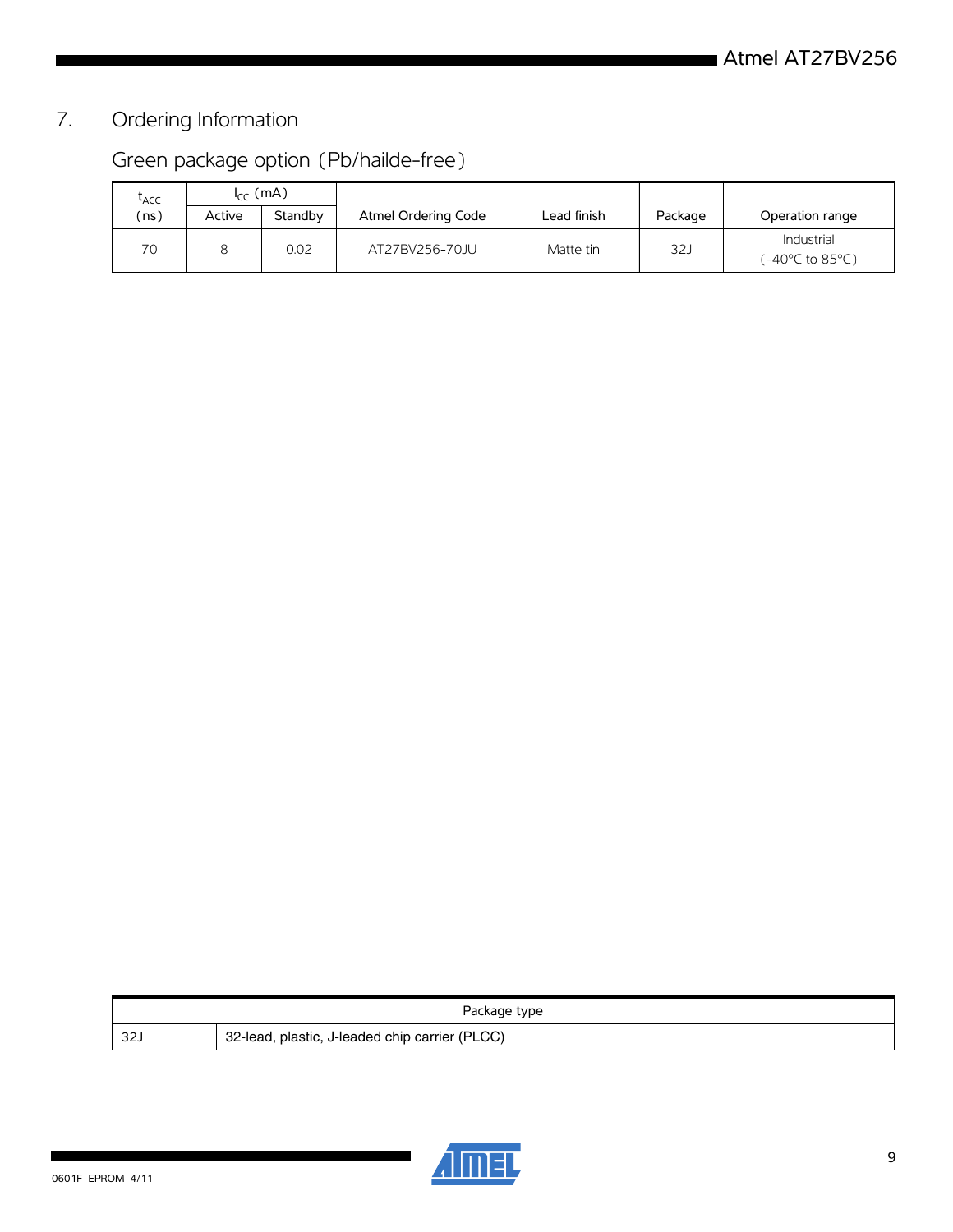## 7. Ordering Information

### Green package option (Pb/hailde-free)

| $t_{ACC}$ (ns) | $I_{CC}$ (mA) | | Atmel Ordering Code | Lead finish | Package | Operation range |
|---|---|---|---|---|---|---|
| | Active | Standby | | | | |
| 70 | 8 | 0.02 | AT27BV256-70JU | Matte tin | 32J | Industrial (-40°C to 85°C) |

| Package type | |
|---|---|
| 32J | 32-lead, plastic, J-leaded chip carrier (PLCC) |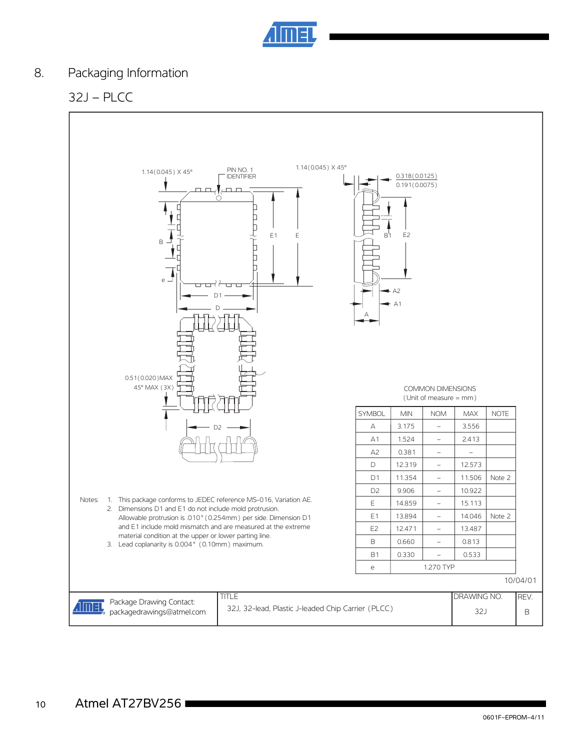# 8. Packaging Information

## 32J – PLCC

1.14(0.045) X 45°

PIN NO. 1 IDENTIFIER

1.14(0.045) X 45°

0.318(0.0125)
0.191(0.0075)

0.51(0.020)MAX
45° MAX (3X)

COMMON DIMENSIONS
(Unit of measure = mm)

| SYMBOL | MIN | NOM | MAX | NOTE |
|---|---|---|---|---|
| A | 3.175 | – | 3.556 | |
| A1 | 1.524 | – | 2.413 | |
| A2 | 0.381 | – | – | |
| D | 12.319 | – | 12.573 | |
| D1 | 11.354 | – | 11.506 | Note 2 |
| D2 | 9.906 | – | 10.922 | |
| E | 14.859 | – | 15.113 | |
| E1 | 13.894 | – | 14.046 | Note 2 |
| E2 | 12.471 | – | 13.487 | |
| B | 0.660 | – | 0.813 | |
| B1 | 0.330 | – | 0.533 | |
| e | | 1.270 TYP | | |

Notes:
1. This package conforms to JEDEC reference MS-016, Variation AE.
2. Dimensions D1 and E1 do not include mold protrusion. Allowable protrusion is .010" (0.254mm) per side. Dimension D1 and E1 include mold mismatch and are measured at the extreme material condition at the upper or lower parting line.
3. Lead coplanarity is 0.004" (0.10mm) maximum.

10/04/01

| Package Drawing Contact: packagedrawings@atmel.com | TITLE 32J, 32-lead, Plastic J-leaded Chip Carrier (PLCC) | DRAWING NO. 32J | REV. B |
|---|---|---|---|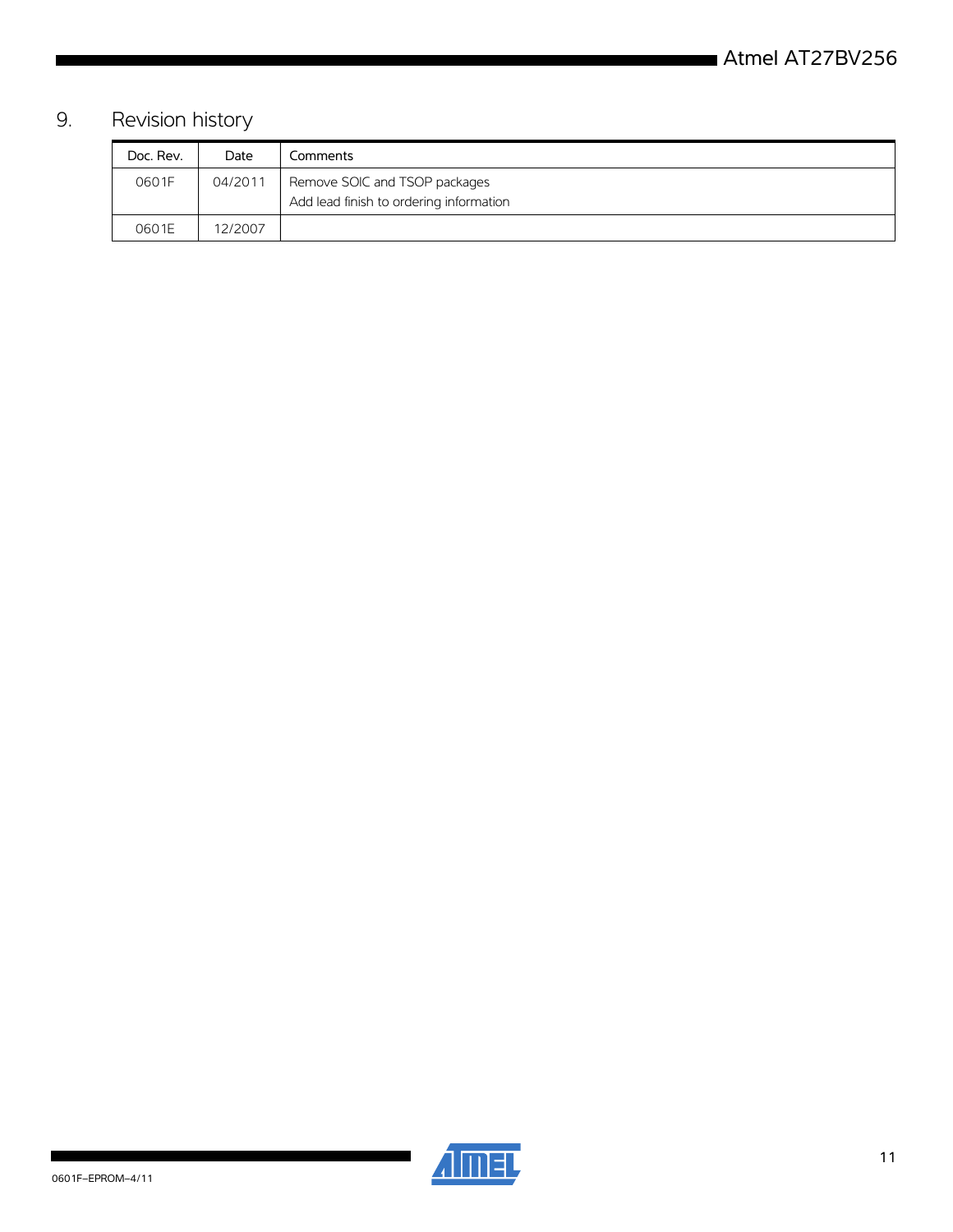## 9. Revision history

| Doc. Rev. | Date | Comments |
|---|---|---|
| 0601F | 04/2011 | Remove SOIC and TSOP packages<br>Add lead finish to ordering information |
| 0601E | 12/2007 | |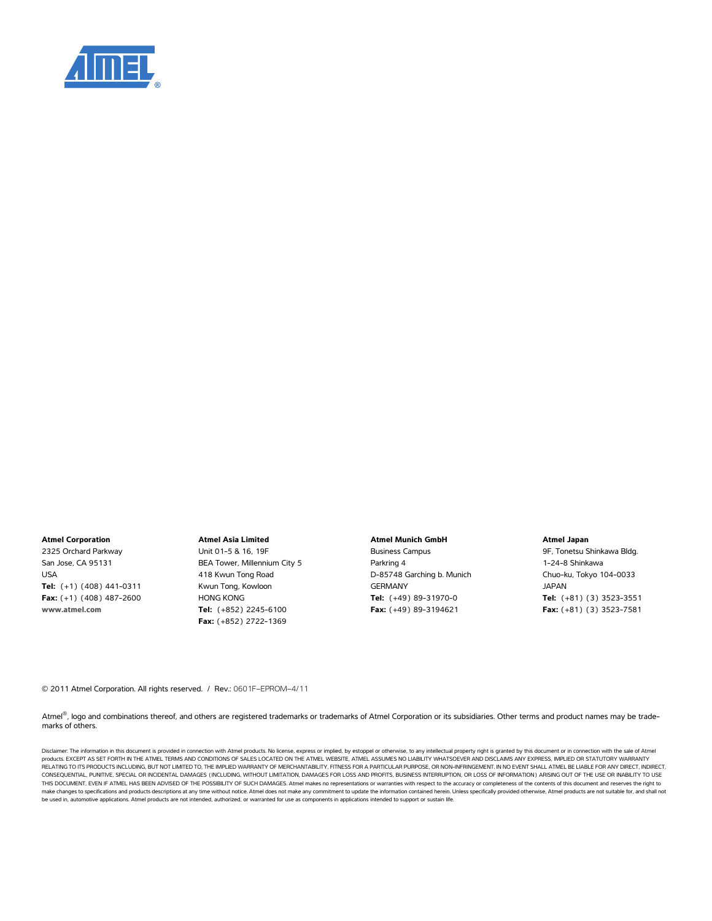**Atmel Corporation**
2325 Orchard Parkway
San Jose, CA 95131
USA
**Tel:** (+1) (408) 441-0311
**Fax:** (+1) (408) 487-2600
**www.atmel.com**

**Atmel Asia Limited**
Unit 01-5 & 16, 19F
BEA Tower, Millennium City 5
418 Kwun Tong Road
Kwun Tong, Kowloon
HONG KONG
**Tel:** (+852) 2245-6100
**Fax:** (+852) 2722-1369

**Atmel Munich GmbH**
Business Campus
Parkring 4
D-85748 Garching b. Munich
GERMANY
**Tel:** (+49) 89-31970-0
**Fax:** (+49) 89-3194621

**Atmel Japan**
9F, Tonetsu Shinkawa Bldg.
1-24-8 Shinkawa
Chuo-ku, Tokyo 104-0033
JAPAN
**Tel:** (+81) (3) 3523-3551
**Fax:** (+81) (3) 3523-7581

© 2011 Atmel Corporation. All rights reserved. / Rev.: 0601F–EPROM–4/11

Atmel®, logo and combinations thereof, and others are registered trademarks or trademarks of Atmel Corporation or its subsidiaries. Other terms and product names may be trademarks of others.

Disclaimer: The information in this document is provided in connection with Atmel products. No license, express or implied, by estoppel or otherwise, to any intellectual property right is granted by this document or in connection with the sale of Atmel products. EXCEPT AS SET FORTH IN THE ATMEL TERMS AND CONDITIONS OF SALES LOCATED ON THE ATMEL WEBSITE, ATMEL ASSUMES NO LIABILITY WHATSOEVER AND DISCLAIMS ANY EXPRESS, IMPLIED OR STATUTORY WARRANTY RELATING TO ITS PRODUCTS INCLUDING, BUT NOT LIMITED TO, THE IMPLIED WARRANTY OF MERCHANTABILITY, FITNESS FOR A PARTICULAR PURPOSE, OR NON-INFRINGEMENT. IN NO EVENT SHALL ATMEL BE LIABLE FOR ANY DIRECT, INDIRECT, CONSEQUENTIAL, PUNITIVE, SPECIAL OR INCIDENTAL DAMAGES (INCLUDING, WITHOUT LIMITATION, DAMAGES FOR LOSS AND PROFITS, BUSINESS INTERRUPTION, OR LOSS OF INFORMATION) ARISING OUT OF THE USE OR INABILITY TO USE THIS DOCUMENT, EVEN IF ATMEL HAS BEEN ADVISED OF THE POSSIBILITY OF SUCH DAMAGES. Atmel makes no representations or warranties with respect to the accuracy or completeness of the contents of this document and reserves the right to make changes to specifications and products descriptions at any time without notice. Atmel does not make any commitment to update the information contained herein. Unless specifically provided otherwise, Atmel products are not suitable for, and shall not be used in, automotive applications. Atmel products are not intended, authorized, or warranted for use as components in applications intended to support or sustain life.